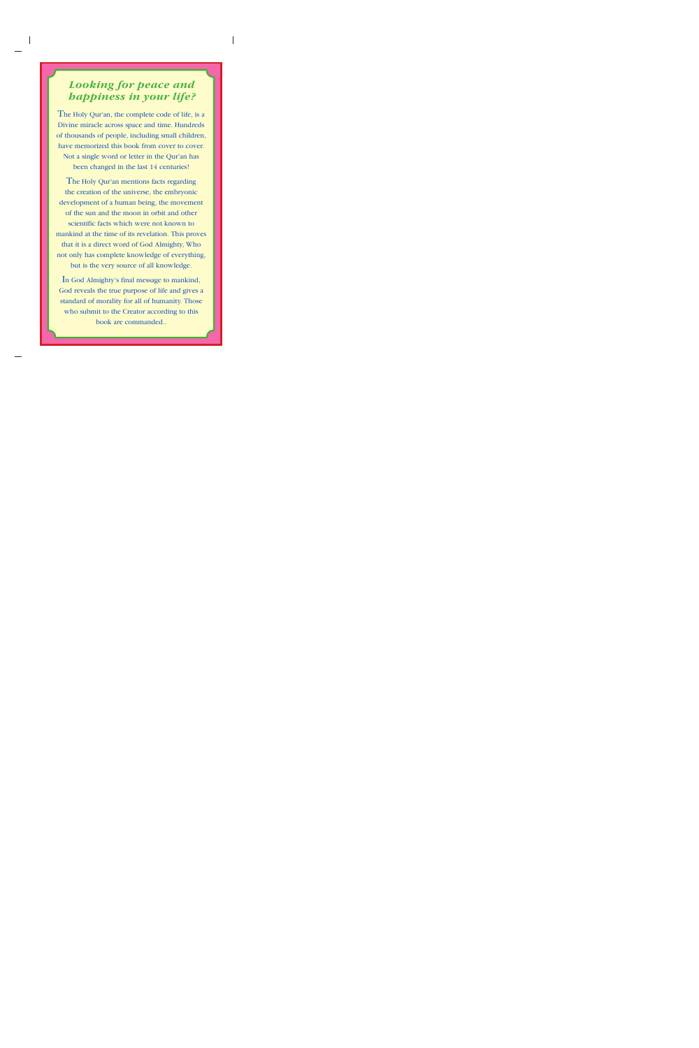## *Looking for peace and happiness in your life?*

The Holy Qur'an, the complete code of life, is a Divine miracle across space and time. Hundreds of thousands of people, including small children, have memorized this book from cover to cover. Not a single word or letter in the Qur'an has been changed in the last 14 centuries!

The Holy Qur'an mentions facts regarding the creation of the universe, the embryonic development of a human being, the movement of the sun and the moon in orbit and other scientific facts which were not known to mankind at the time of its revelation. This proves that it is a direct word of God Almighty, Who not only has complete knowledge of everything, but is the very source of all knowledge.

In God Almighty's final message to mankind, God reveals the true purpose of life and gives a standard of morality for all of humanity. Those who submit to the Creator according to this book are commanded..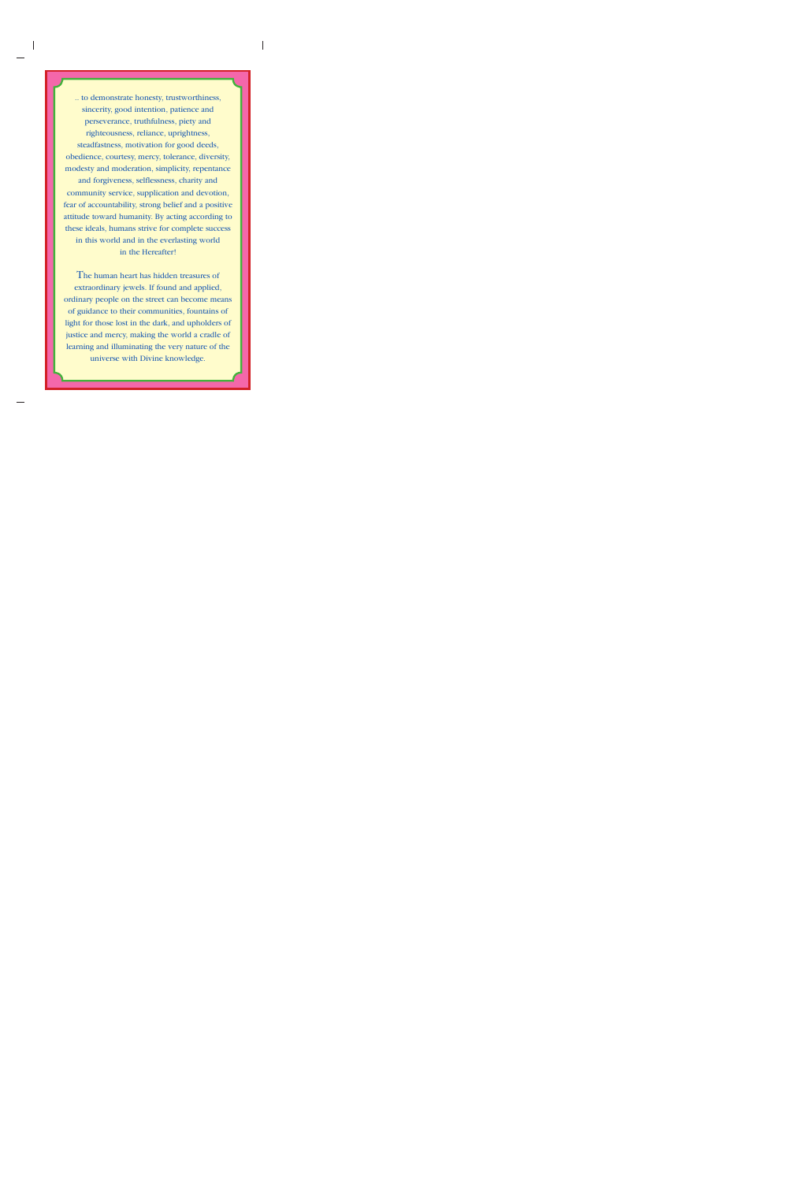.. to demonstrate honesty, trustworthiness, sincerity, good intention, patience and perseverance, truthfulness, piety and righteousness, reliance, uprightness, steadfastness, motivation for good deeds, obedience, courtesy, mercy, tolerance, diversity, modesty and moderation, simplicity, repentance and forgiveness, selflessness, charity and community service, supplication and devotion, fear of accountability, strong belief and a positive attitude toward humanity. By acting according to these ideals, humans strive for complete success in this world and in the everlasting world in the Hereafter!

The human heart has hidden treasures of extraordinary jewels. If found and applied, ordinary people on the street can become means of guidance to their communities, fountains of light for those lost in the dark, and upholders of justice and mercy, making the world a cradle of learning and illuminating the very nature of the universe with Divine knowledge.